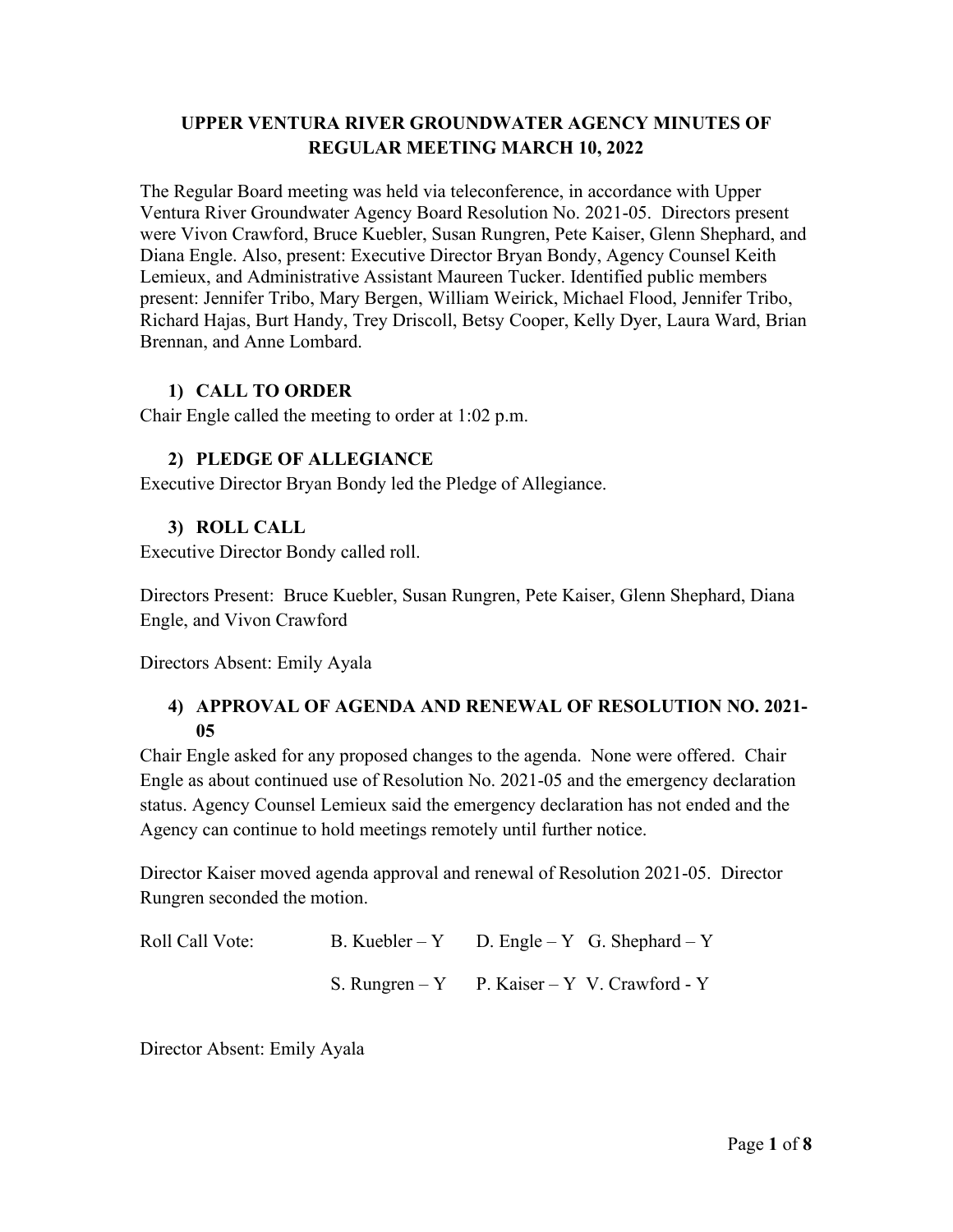# UPPER VENTURA RIVER GROUNDWATER AGENCY MINUTES OF REGULAR MEETING MARCH 10, 2022

The Regular Board meeting was held via teleconference, in accordance with Upper Ventura River Groundwater Agency Board Resolution No. 2021-05. Directors present were Vivon Crawford, Bruce Kuebler, Susan Rungren, Pete Kaiser, Glenn Shephard, and Diana Engle. Also, present: Executive Director Bryan Bondy, Agency Counsel Keith Lemieux, and Administrative Assistant Maureen Tucker. Identified public members present: Jennifer Tribo, Mary Bergen, William Weirick, Michael Flood, Jennifer Tribo, Richard Hajas, Burt Handy, Trey Driscoll, Betsy Cooper, Kelly Dyer, Laura Ward, Brian Brennan, and Anne Lombard.

## 1) CALL TO ORDER

Chair Engle called the meeting to order at 1:02 p.m.

## 2) PLEDGE OF ALLEGIANCE

Executive Director Bryan Bondy led the Pledge of Allegiance.

## 3) ROLL CALL

Executive Director Bondy called roll.

Directors Present: Bruce Kuebler, Susan Rungren, Pete Kaiser, Glenn Shephard, Diana Engle, and Vivon Crawford

Directors Absent: Emily Ayala

## 4) APPROVAL OF AGENDA AND RENEWAL OF RESOLUTION NO. 2021-05

Chair Engle asked for any proposed changes to the agenda. None were offered. Chair Engle as about continued use of Resolution No. 2021-05 and the emergency declaration status. Agency Counsel Lemieux said the emergency declaration has not ended and the Agency can continue to hold meetings remotely until further notice.

Director Kaiser moved agenda approval and renewal of Resolution 2021-05. Director Rungren seconded the motion.

| Roll Call Vote: | B. Kuebler – Y | D. Engle – Y | G. Shephard – Y |
|---|---|---|---|
| | S. Rungren – Y | P. Kaiser – Y | V. Crawford - Y |

Director Absent: Emily Ayala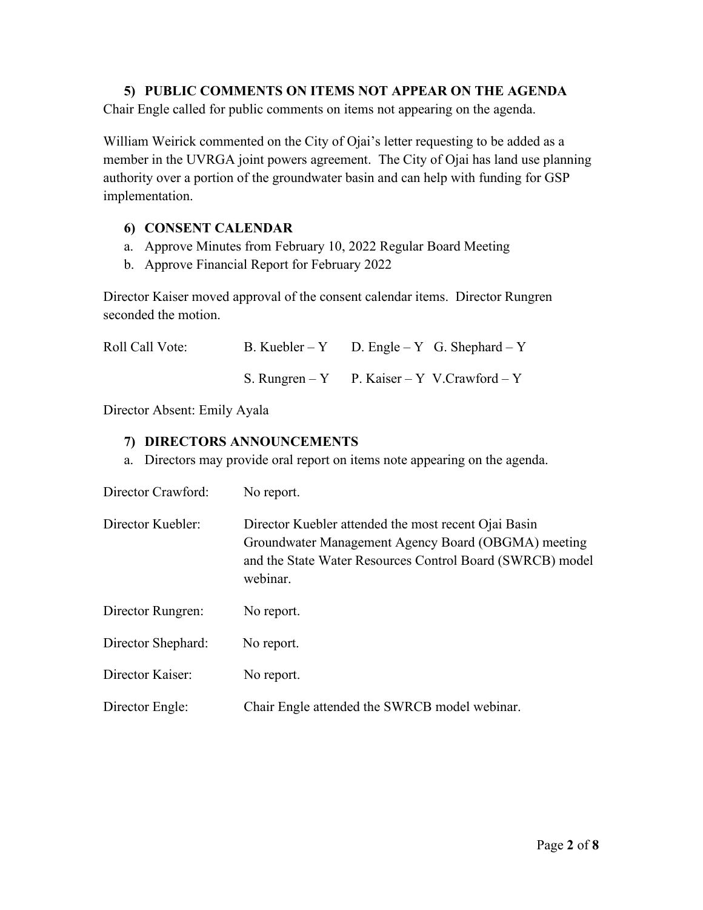## 5) PUBLIC COMMENTS ON ITEMS NOT APPEAR ON THE AGENDA

Chair Engle called for public comments on items not appearing on the agenda.

William Weirick commented on the City of Ojai's letter requesting to be added as a member in the UVRGA joint powers agreement. The City of Ojai has land use planning authority over a portion of the groundwater basin and can help with funding for GSP implementation.

## 6) CONSENT CALENDAR

a. Approve Minutes from February 10, 2022 Regular Board Meeting
b. Approve Financial Report for February 2022

Director Kaiser moved approval of the consent calendar items. Director Rungren seconded the motion.

| Roll Call Vote: | B. Kuebler – Y | D. Engle – Y | G. Shephard – Y |
|---|---|---|---|
| | S. Rungren – Y | P. Kaiser – Y | V.Crawford – Y |

Director Absent: Emily Ayala

## 7) DIRECTORS ANNOUNCEMENTS

a. Directors may provide oral report on items note appearing on the agenda.

| | |
|---|---|
| Director Crawford: | No report. |
| Director Kuebler: | Director Kuebler attended the most recent Ojai Basin Groundwater Management Agency Board (OBGMA) meeting and the State Water Resources Control Board (SWRCB) model webinar. |
| Director Rungren: | No report. |
| Director Shephard: | No report. |
| Director Kaiser: | No report. |
| Director Engle: | Chair Engle attended the SWRCB model webinar. |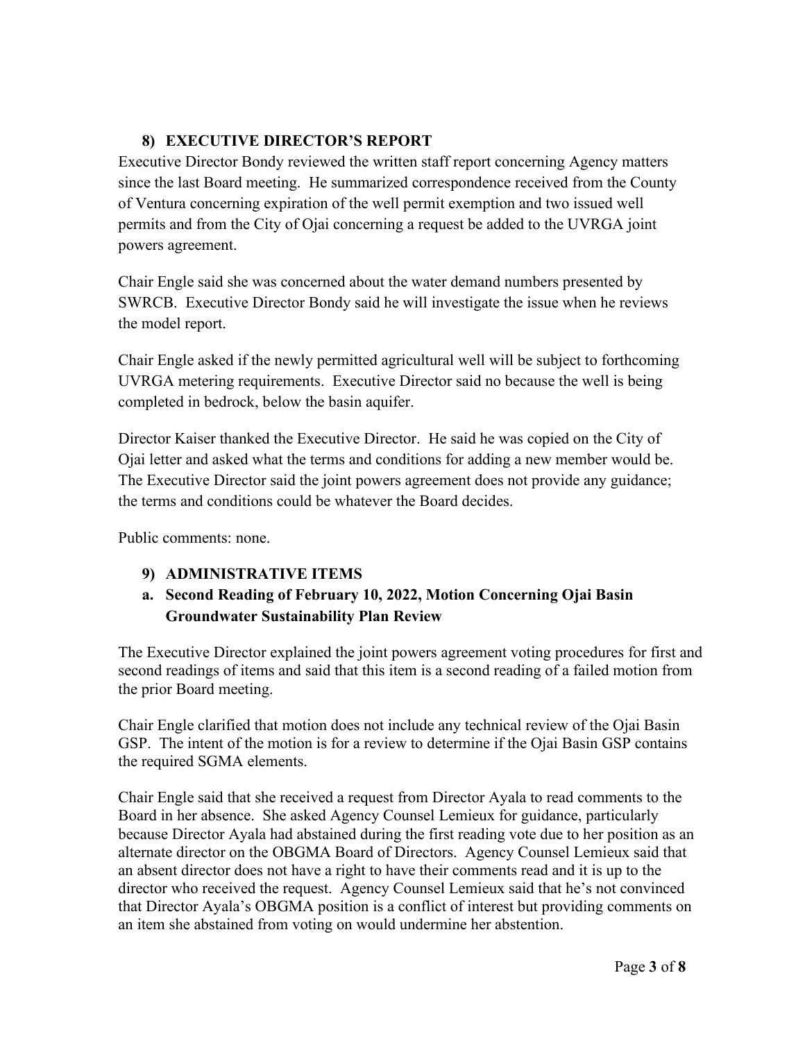### 8) EXECUTIVE DIRECTOR'S REPORT

Executive Director Bondy reviewed the written staff report concerning Agency matters since the last Board meeting. He summarized correspondence received from the County of Ventura concerning expiration of the well permit exemption and two issued well permits and from the City of Ojai concerning a request be added to the UVRGA joint powers agreement.

Chair Engle said she was concerned about the water demand numbers presented by SWRCB. Executive Director Bondy said he will investigate the issue when he reviews the model report.

Chair Engle asked if the newly permitted agricultural well will be subject to forthcoming UVRGA metering requirements. Executive Director said no because the well is being completed in bedrock, below the basin aquifer.

Director Kaiser thanked the Executive Director. He said he was copied on the City of Ojai letter and asked what the terms and conditions for adding a new member would be. The Executive Director said the joint powers agreement does not provide any guidance; the terms and conditions could be whatever the Board decides.

Public comments: none.

### 9) ADMINISTRATIVE ITEMS

#### a. Second Reading of February 10, 2022, Motion Concerning Ojai Basin Groundwater Sustainability Plan Review

The Executive Director explained the joint powers agreement voting procedures for first and second readings of items and said that this item is a second reading of a failed motion from the prior Board meeting.

Chair Engle clarified that motion does not include any technical review of the Ojai Basin GSP. The intent of the motion is for a review to determine if the Ojai Basin GSP contains the required SGMA elements.

Chair Engle said that she received a request from Director Ayala to read comments to the Board in her absence. She asked Agency Counsel Lemieux for guidance, particularly because Director Ayala had abstained during the first reading vote due to her position as an alternate director on the OBGMA Board of Directors. Agency Counsel Lemieux said that an absent director does not have a right to have their comments read and it is up to the director who received the request. Agency Counsel Lemieux said that he's not convinced that Director Ayala's OBGMA position is a conflict of interest but providing comments on an item she abstained from voting on would undermine her abstention.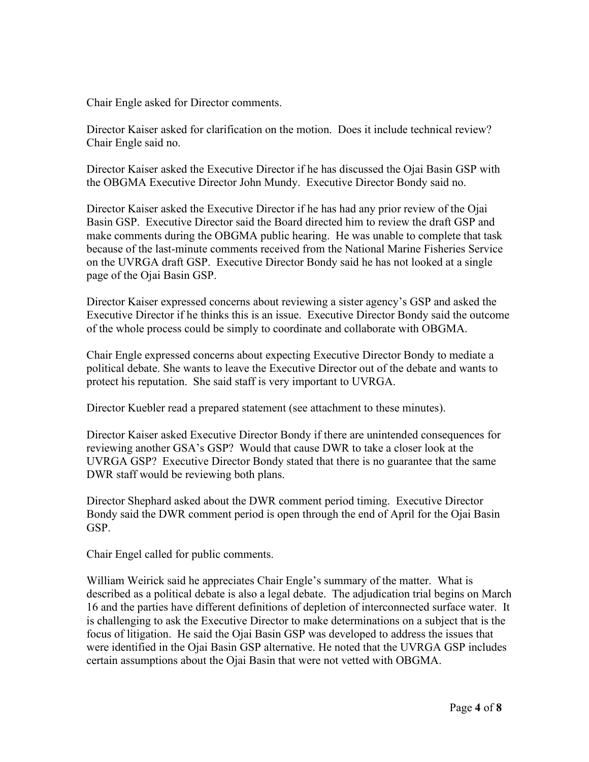Chair Engle asked for Director comments.

Director Kaiser asked for clarification on the motion. Does it include technical review? Chair Engle said no.

Director Kaiser asked the Executive Director if he has discussed the Ojai Basin GSP with the OBGMA Executive Director John Mundy. Executive Director Bondy said no.

Director Kaiser asked the Executive Director if he has had any prior review of the Ojai Basin GSP. Executive Director said the Board directed him to review the draft GSP and make comments during the OBGMA public hearing. He was unable to complete that task because of the last-minute comments received from the National Marine Fisheries Service on the UVRGA draft GSP. Executive Director Bondy said he has not looked at a single page of the Ojai Basin GSP.

Director Kaiser expressed concerns about reviewing a sister agency's GSP and asked the Executive Director if he thinks this is an issue. Executive Director Bondy said the outcome of the whole process could be simply to coordinate and collaborate with OBGMA.

Chair Engle expressed concerns about expecting Executive Director Bondy to mediate a political debate. She wants to leave the Executive Director out of the debate and wants to protect his reputation. She said staff is very important to UVRGA.

Director Kuebler read a prepared statement (see attachment to these minutes).

Director Kaiser asked Executive Director Bondy if there are unintended consequences for reviewing another GSA's GSP? Would that cause DWR to take a closer look at the UVRGA GSP? Executive Director Bondy stated that there is no guarantee that the same DWR staff would be reviewing both plans.

Director Shephard asked about the DWR comment period timing. Executive Director Bondy said the DWR comment period is open through the end of April for the Ojai Basin GSP.

Chair Engel called for public comments.

William Weirick said he appreciates Chair Engle's summary of the matter. What is described as a political debate is also a legal debate. The adjudication trial begins on March 16 and the parties have different definitions of depletion of interconnected surface water. It is challenging to ask the Executive Director to make determinations on a subject that is the focus of litigation. He said the Ojai Basin GSP was developed to address the issues that were identified in the Ojai Basin GSP alternative. He noted that the UVRGA GSP includes certain assumptions about the Ojai Basin that were not vetted with OBGMA.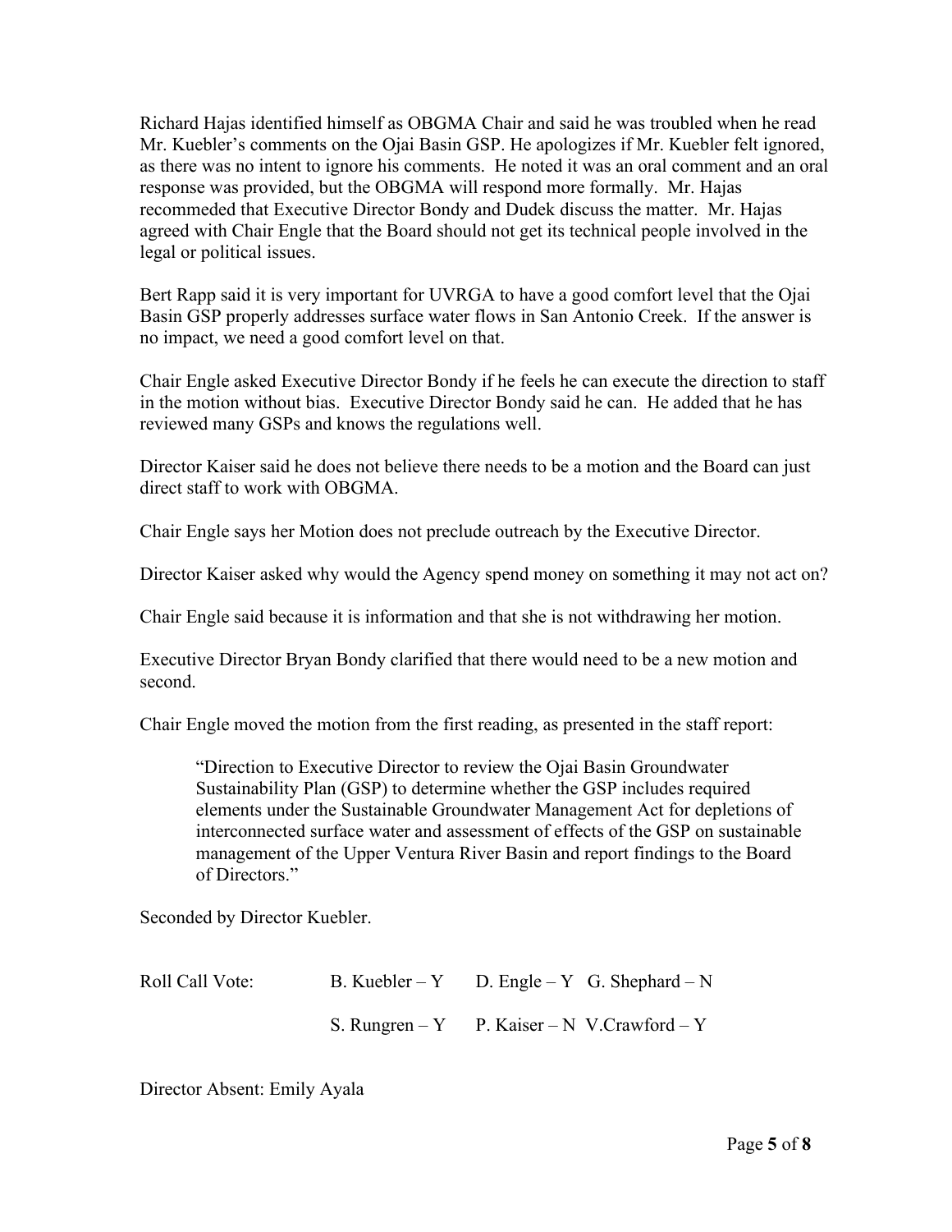Richard Hajas identified himself as OBGMA Chair and said he was troubled when he read Mr. Kuebler's comments on the Ojai Basin GSP. He apologizes if Mr. Kuebler felt ignored, as there was no intent to ignore his comments. He noted it was an oral comment and an oral response was provided, but the OBGMA will respond more formally. Mr. Hajas recommeded that Executive Director Bondy and Dudek discuss the matter. Mr. Hajas agreed with Chair Engle that the Board should not get its technical people involved in the legal or political issues.

Bert Rapp said it is very important for UVRGA to have a good comfort level that the Ojai Basin GSP properly addresses surface water flows in San Antonio Creek. If the answer is no impact, we need a good comfort level on that.

Chair Engle asked Executive Director Bondy if he feels he can execute the direction to staff in the motion without bias. Executive Director Bondy said he can. He added that he has reviewed many GSPs and knows the regulations well.

Director Kaiser said he does not believe there needs to be a motion and the Board can just direct staff to work with OBGMA.

Chair Engle says her Motion does not preclude outreach by the Executive Director.

Director Kaiser asked why would the Agency spend money on something it may not act on?

Chair Engle said because it is information and that she is not withdrawing her motion.

Executive Director Bryan Bondy clarified that there would need to be a new motion and second.

Chair Engle moved the motion from the first reading, as presented in the staff report:

> "Direction to Executive Director to review the Ojai Basin Groundwater Sustainability Plan (GSP) to determine whether the GSP includes required elements under the Sustainable Groundwater Management Act for depletions of interconnected surface water and assessment of effects of the GSP on sustainable management of the Upper Ventura River Basin and report findings to the Board of Directors."

Seconded by Director Kuebler.

Roll Call Vote: B. Kuebler – Y D. Engle – Y G. Shephard – N
S. Rungren – Y P. Kaiser – N V.Crawford – Y

Director Absent: Emily Ayala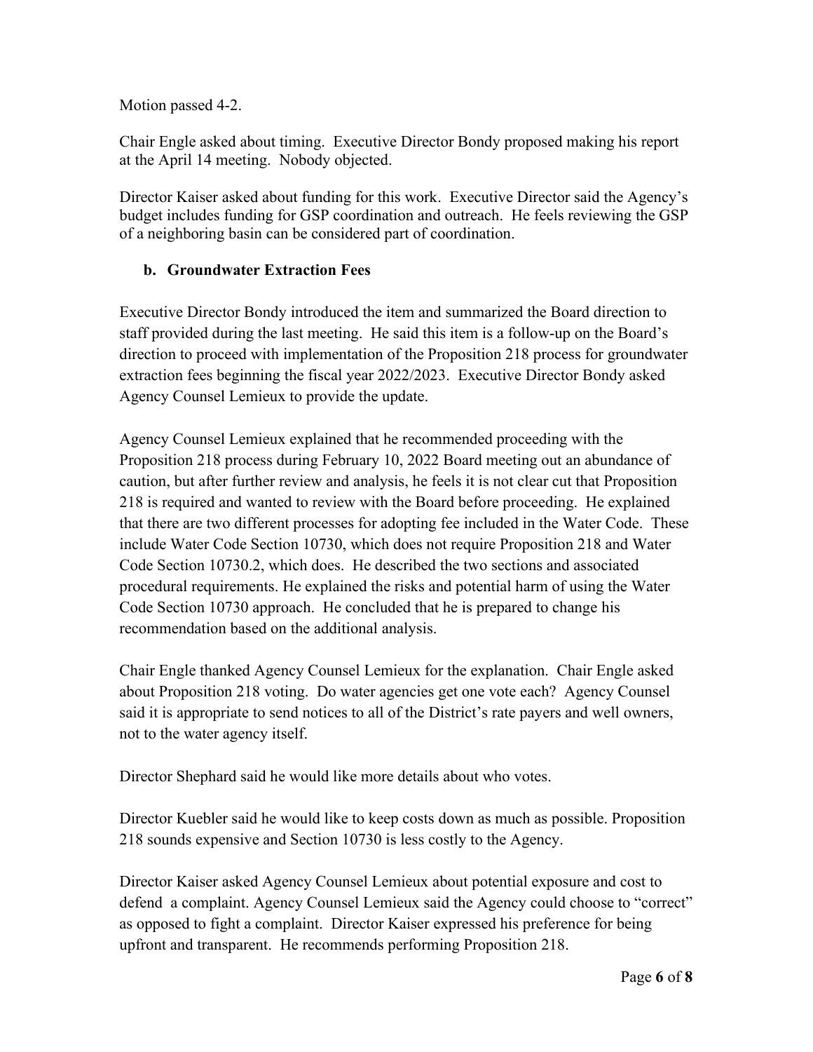Motion passed 4-2.

Chair Engle asked about timing. Executive Director Bondy proposed making his report at the April 14 meeting. Nobody objected.

Director Kaiser asked about funding for this work. Executive Director said the Agency's budget includes funding for GSP coordination and outreach. He feels reviewing the GSP of a neighboring basin can be considered part of coordination.

**b. Groundwater Extraction Fees**

Executive Director Bondy introduced the item and summarized the Board direction to staff provided during the last meeting. He said this item is a follow-up on the Board's direction to proceed with implementation of the Proposition 218 process for groundwater extraction fees beginning the fiscal year 2022/2023. Executive Director Bondy asked Agency Counsel Lemieux to provide the update.

Agency Counsel Lemieux explained that he recommended proceeding with the Proposition 218 process during February 10, 2022 Board meeting out an abundance of caution, but after further review and analysis, he feels it is not clear cut that Proposition 218 is required and wanted to review with the Board before proceeding. He explained that there are two different processes for adopting fee included in the Water Code. These include Water Code Section 10730, which does not require Proposition 218 and Water Code Section 10730.2, which does. He described the two sections and associated procedural requirements. He explained the risks and potential harm of using the Water Code Section 10730 approach. He concluded that he is prepared to change his recommendation based on the additional analysis.

Chair Engle thanked Agency Counsel Lemieux for the explanation. Chair Engle asked about Proposition 218 voting. Do water agencies get one vote each? Agency Counsel said it is appropriate to send notices to all of the District's rate payers and well owners, not to the water agency itself.

Director Shephard said he would like more details about who votes.

Director Kuebler said he would like to keep costs down as much as possible. Proposition 218 sounds expensive and Section 10730 is less costly to the Agency.

Director Kaiser asked Agency Counsel Lemieux about potential exposure and cost to defend a complaint. Agency Counsel Lemieux said the Agency could choose to "correct" as opposed to fight a complaint. Director Kaiser expressed his preference for being upfront and transparent. He recommends performing Proposition 218.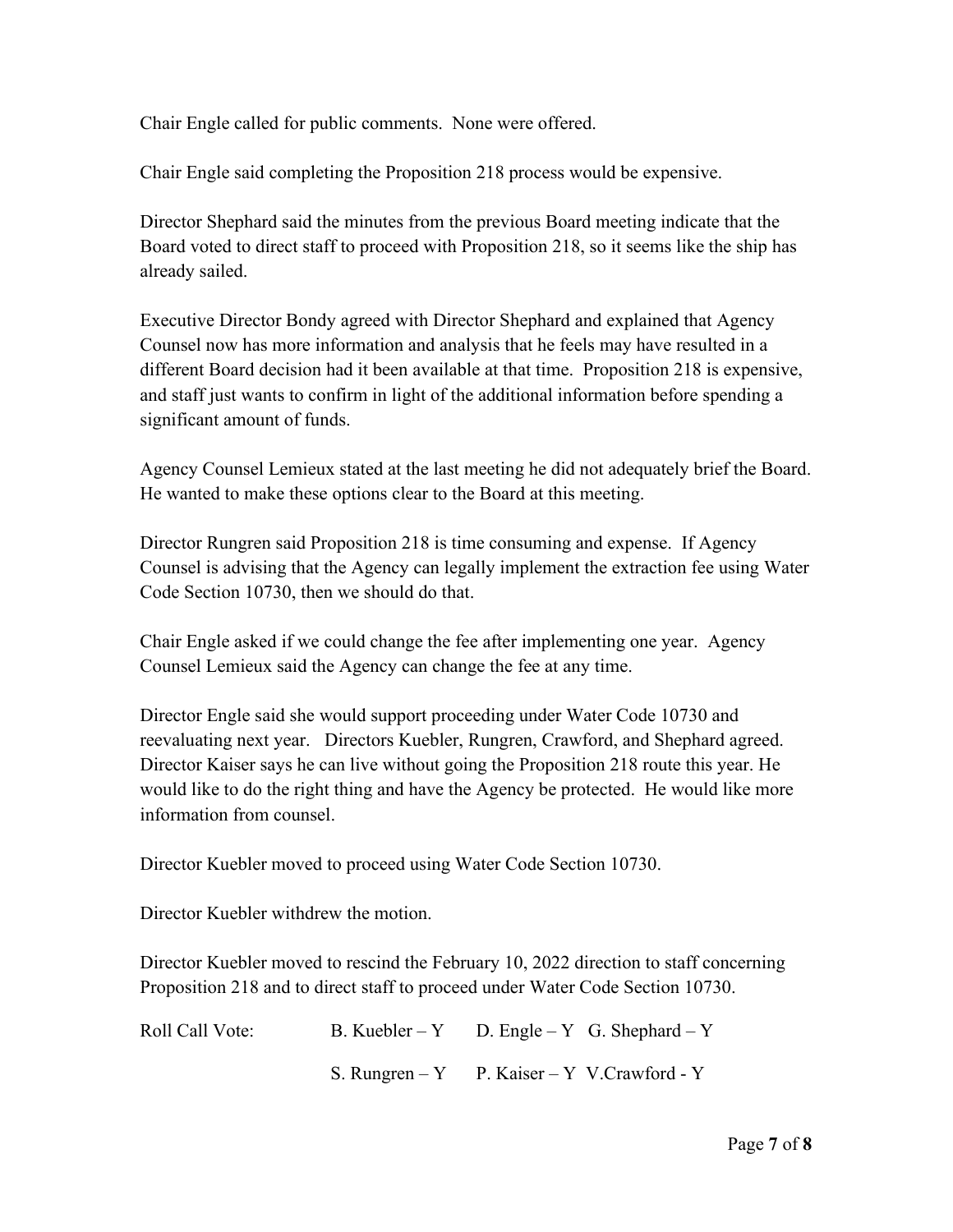Chair Engle called for public comments. None were offered.

Chair Engle said completing the Proposition 218 process would be expensive.

Director Shephard said the minutes from the previous Board meeting indicate that the Board voted to direct staff to proceed with Proposition 218, so it seems like the ship has already sailed.

Executive Director Bondy agreed with Director Shephard and explained that Agency Counsel now has more information and analysis that he feels may have resulted in a different Board decision had it been available at that time. Proposition 218 is expensive, and staff just wants to confirm in light of the additional information before spending a significant amount of funds.

Agency Counsel Lemieux stated at the last meeting he did not adequately brief the Board. He wanted to make these options clear to the Board at this meeting.

Director Rungren said Proposition 218 is time consuming and expense. If Agency Counsel is advising that the Agency can legally implement the extraction fee using Water Code Section 10730, then we should do that.

Chair Engle asked if we could change the fee after implementing one year. Agency Counsel Lemieux said the Agency can change the fee at any time.

Director Engle said she would support proceeding under Water Code 10730 and reevaluating next year. Directors Kuebler, Rungren, Crawford, and Shephard agreed. Director Kaiser says he can live without going the Proposition 218 route this year. He would like to do the right thing and have the Agency be protected. He would like more information from counsel.

Director Kuebler moved to proceed using Water Code Section 10730.

Director Kuebler withdrew the motion.

Director Kuebler moved to rescind the February 10, 2022 direction to staff concerning Proposition 218 and to direct staff to proceed under Water Code Section 10730.

Roll Call Vote: B. Kuebler – Y D. Engle – Y G. Shephard – Y

S. Rungren – Y P. Kaiser – Y V.Crawford - Y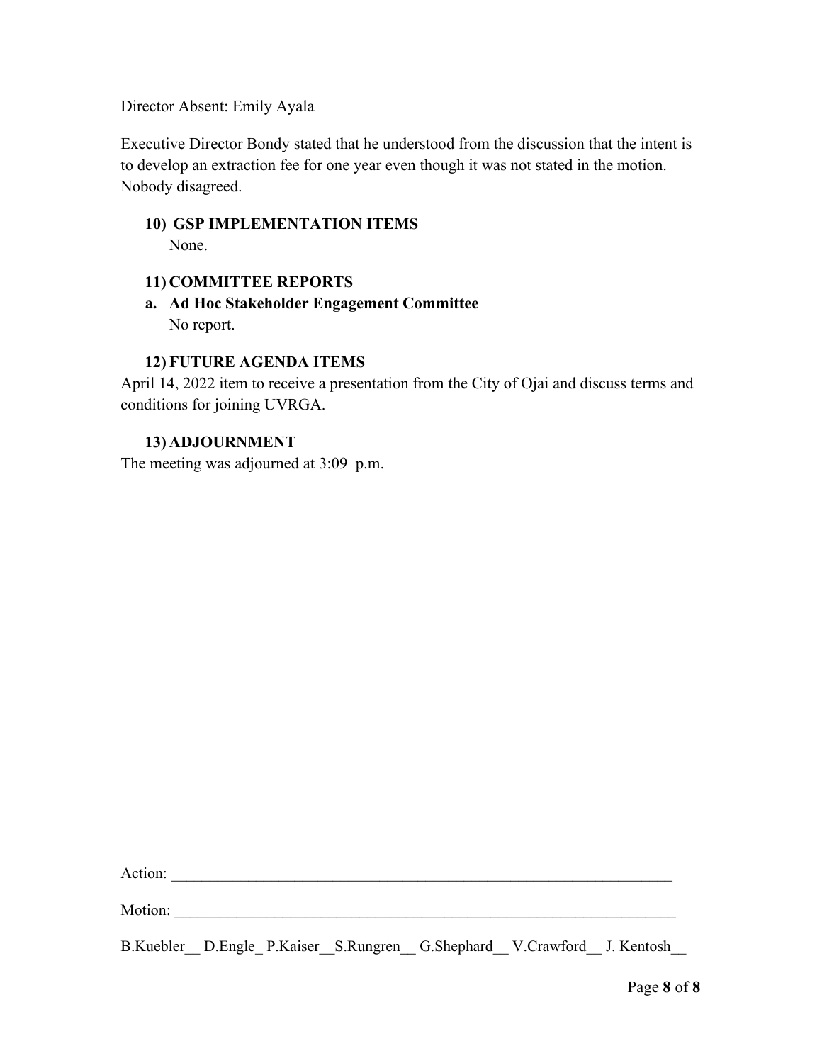Director Absent: Emily Ayala

Executive Director Bondy stated that he understood from the discussion that the intent is to develop an extraction fee for one year even though it was not stated in the motion. Nobody disagreed.

**10) GSP IMPLEMENTATION ITEMS**

None.

**11) COMMITTEE REPORTS**

**a. Ad Hoc Stakeholder Engagement Committee**

No report.

**12) FUTURE AGENDA ITEMS**

April 14, 2022 item to receive a presentation from the City of Ojai and discuss terms and conditions for joining UVRGA.

**13) ADJOURNMENT**

The meeting was adjourned at 3:09 p.m.

Action: ___________________________________________________________________

Motion: ___________________________________________________________________

B.Kuebler__ D.Engle_ P.Kaiser__S.Rungren__ G.Shephard__ V.Crawford__ J. Kentosh__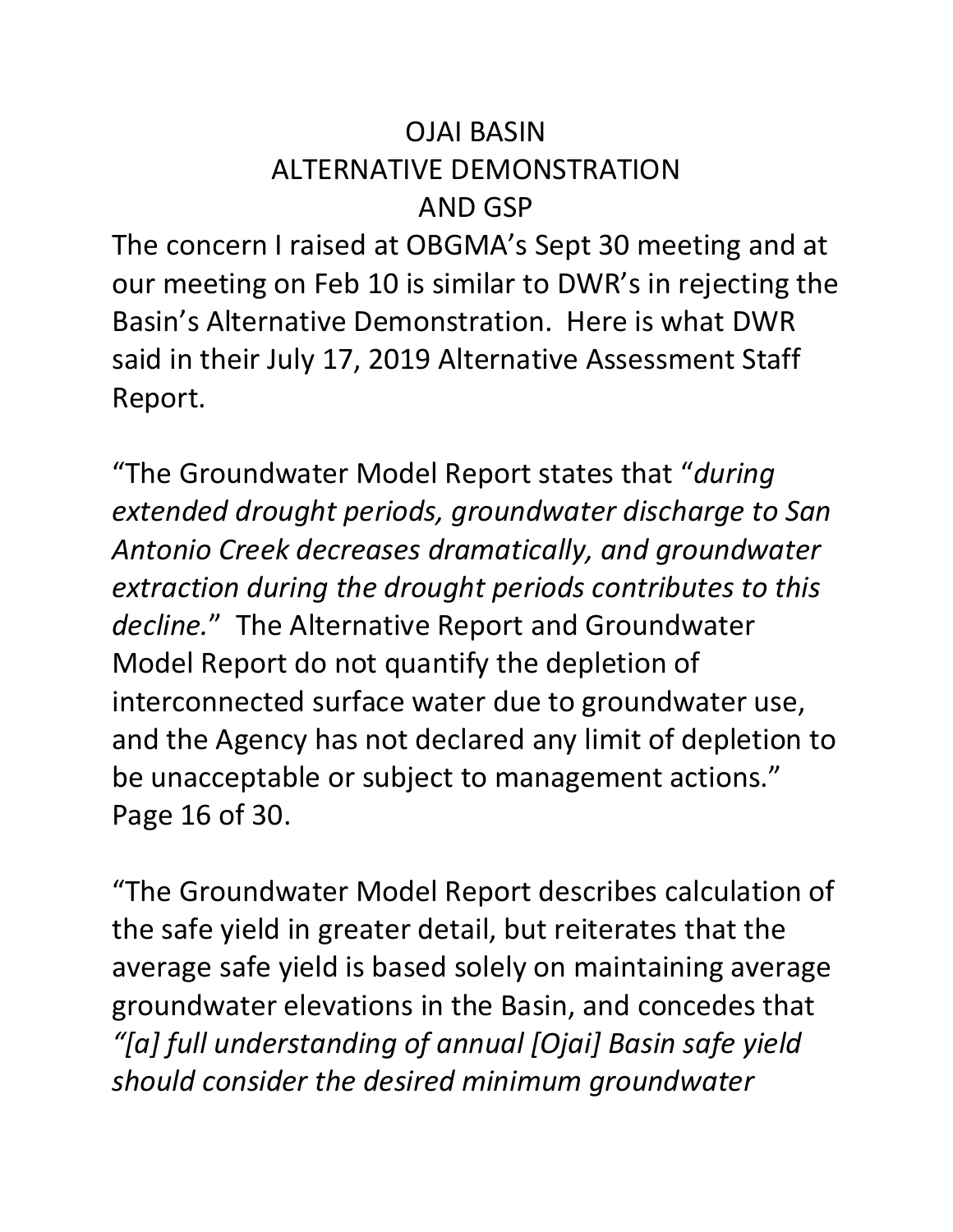# OJAI BASIN ALTERNATIVE DEMONSTRATION AND GSP

The concern I raised at OBGMA's Sept 30 meeting and at our meeting on Feb 10 is similar to DWR's in rejecting the Basin's Alternative Demonstration. Here is what DWR said in their July 17, 2019 Alternative Assessment Staff Report.

"The Groundwater Model Report states that "*during extended drought periods, groundwater discharge to San Antonio Creek decreases dramatically, and groundwater extraction during the drought periods contributes to this decline.*" The Alternative Report and Groundwater Model Report do not quantify the depletion of interconnected surface water due to groundwater use, and the Agency has not declared any limit of depletion to be unacceptable or subject to management actions." Page 16 of 30.

"The Groundwater Model Report describes calculation of the safe yield in greater detail, but reiterates that the average safe yield is based solely on maintaining average groundwater elevations in the Basin, and concedes that *"[a] full understanding of annual [Ojai] Basin safe yield should consider the desired minimum groundwater*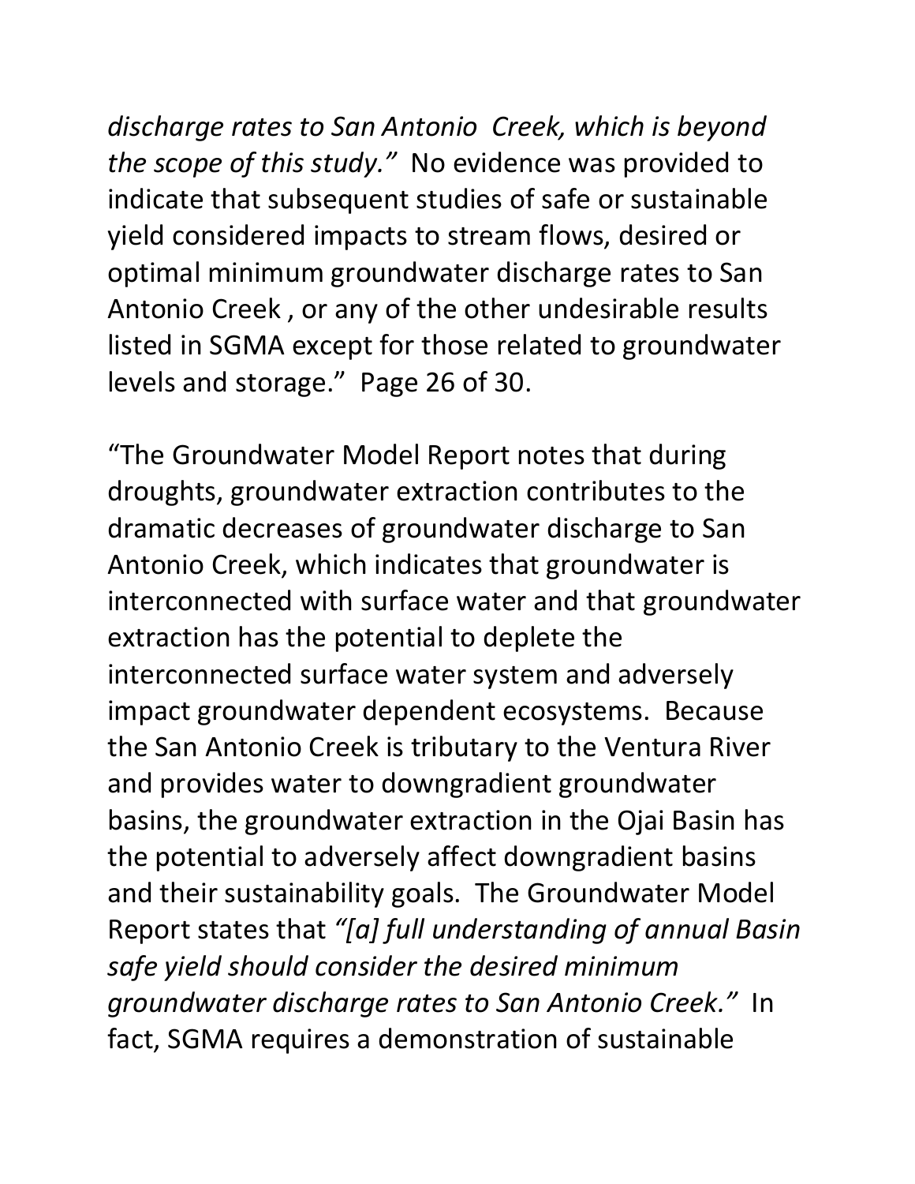*discharge rates to San Antonio Creek, which is beyond the scope of this study."* No evidence was provided to indicate that subsequent studies of safe or sustainable yield considered impacts to stream flows, desired or optimal minimum groundwater discharge rates to San Antonio Creek , or any of the other undesirable results listed in SGMA except for those related to groundwater levels and storage." Page 26 of 30.

"The Groundwater Model Report notes that during droughts, groundwater extraction contributes to the dramatic decreases of groundwater discharge to San Antonio Creek, which indicates that groundwater is interconnected with surface water and that groundwater extraction has the potential to deplete the interconnected surface water system and adversely impact groundwater dependent ecosystems. Because the San Antonio Creek is tributary to the Ventura River and provides water to downgradient groundwater basins, the groundwater extraction in the Ojai Basin has the potential to adversely affect downgradient basins and their sustainability goals. The Groundwater Model Report states that *"[a] full understanding of annual Basin safe yield should consider the desired minimum groundwater discharge rates to San Antonio Creek."* In fact, SGMA requires a demonstration of sustainable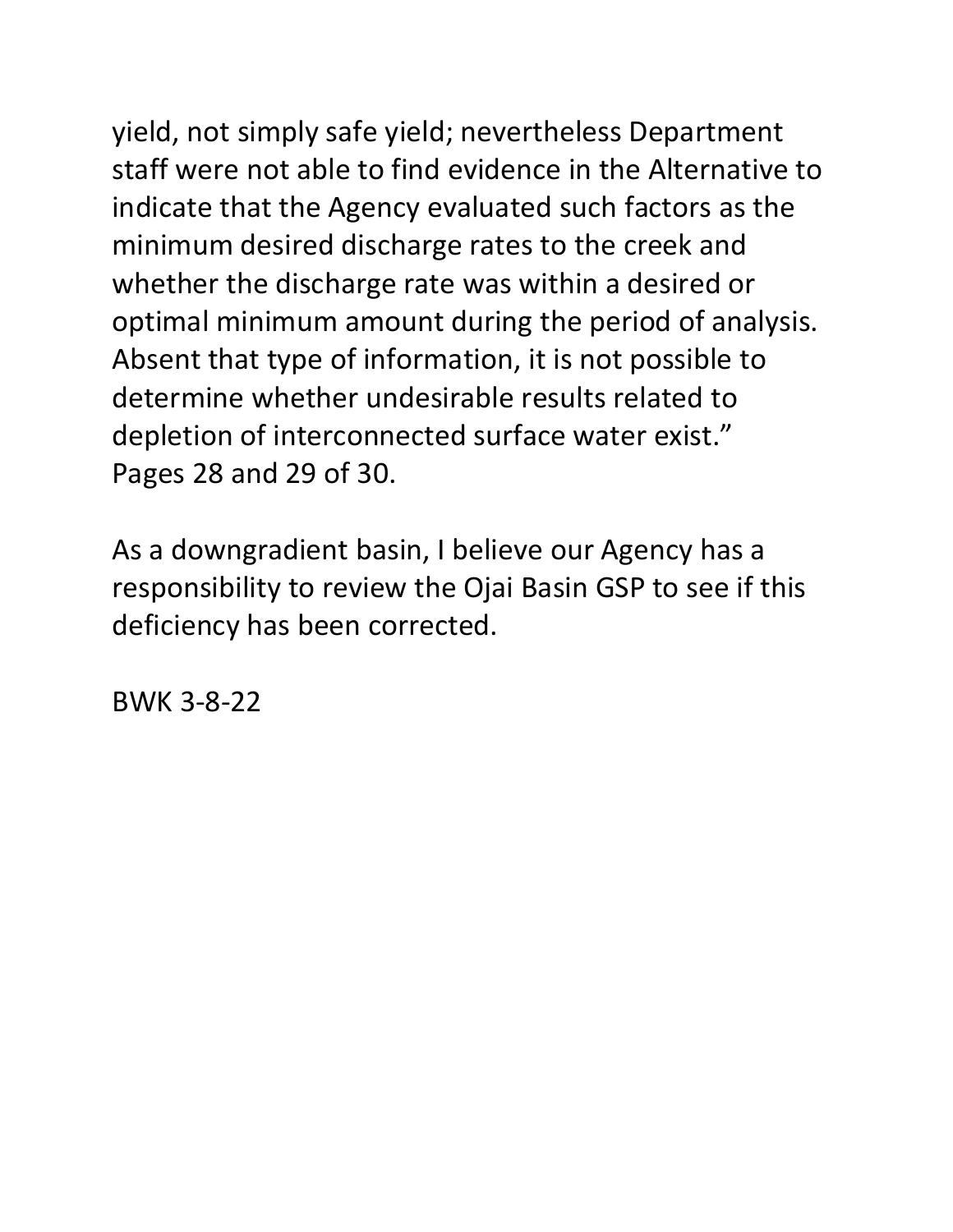yield, not simply safe yield; nevertheless Department staff were not able to find evidence in the Alternative to indicate that the Agency evaluated such factors as the minimum desired discharge rates to the creek and whether the discharge rate was within a desired or optimal minimum amount during the period of analysis. Absent that type of information, it is not possible to determine whether undesirable results related to depletion of interconnected surface water exist."
Pages 28 and 29 of 30.

As a downgradient basin, I believe our Agency has a responsibility to review the Ojai Basin GSP to see if this deficiency has been corrected.

BWK 3-8-22